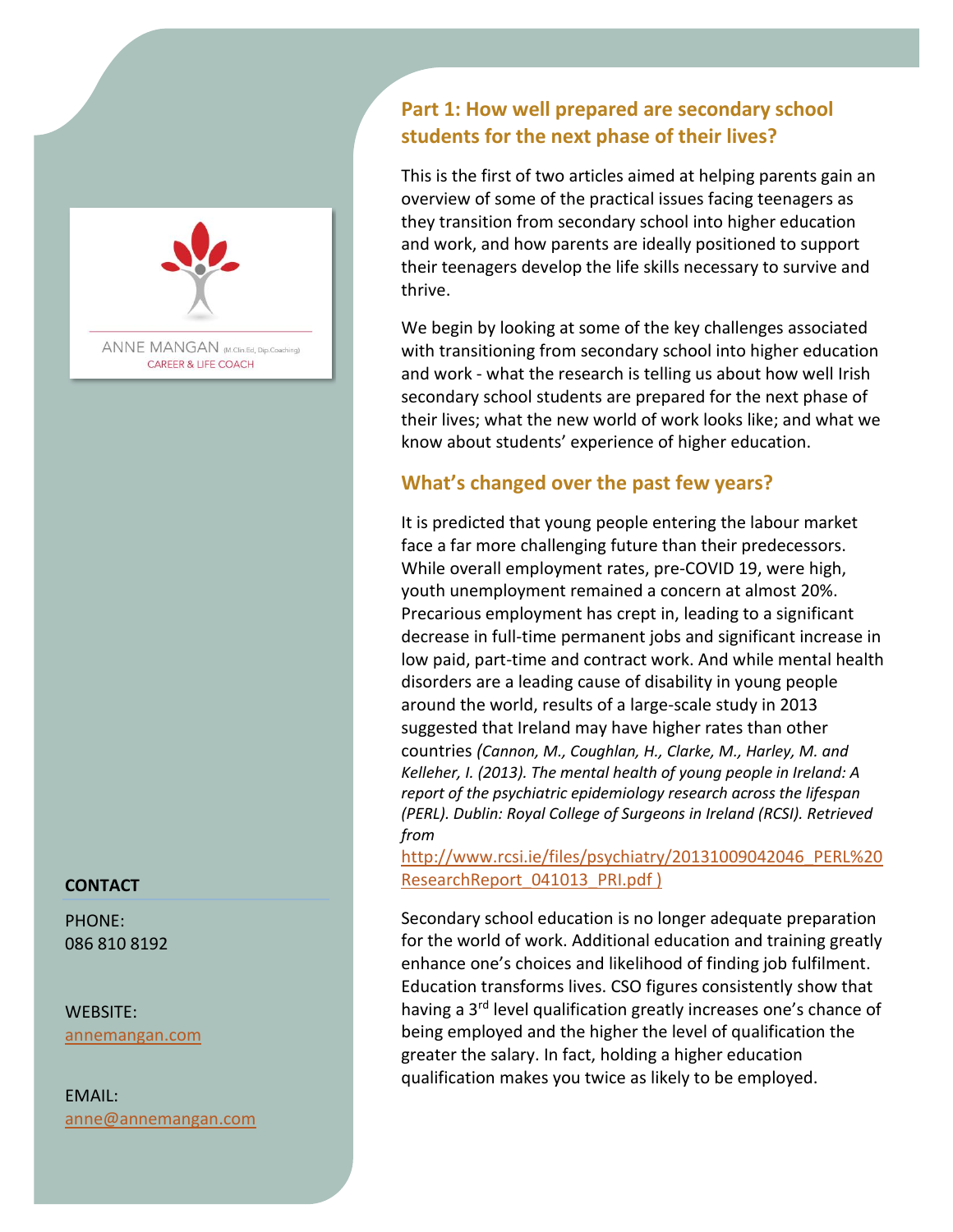ANNE MANGAN (M.Clin.Ed, Dip.Coaching)
CAREER & LIFE COACH

## Part 1: How well prepared are secondary school students for the next phase of their lives?

This is the first of two articles aimed at helping parents gain an overview of some of the practical issues facing teenagers as they transition from secondary school into higher education and work, and how parents are ideally positioned to support their teenagers develop the life skills necessary to survive and thrive.

We begin by looking at some of the key challenges associated with transitioning from secondary school into higher education and work - what the research is telling us about how well Irish secondary school students are prepared for the next phase of their lives; what the new world of work looks like; and what we know about students' experience of higher education.

## What's changed over the past few years?

It is predicted that young people entering the labour market face a far more challenging future than their predecessors. While overall employment rates, pre-COVID 19, were high, youth unemployment remained a concern at almost 20%. Precarious employment has crept in, leading to a significant decrease in full-time permanent jobs and significant increase in low paid, part-time and contract work. And while mental health disorders are a leading cause of disability in young people around the world, results of a large-scale study in 2013 suggested that Ireland may have higher rates than other countries *(Cannon, M., Coughlan, H., Clarke, M., Harley, M. and Kelleher, I. (2013). The mental health of young people in Ireland: A report of the psychiatric epidemiology research across the lifespan (PERL). Dublin: Royal College of Surgeons in Ireland (RCSI). Retrieved from* [http://www.rcsi.ie/files/psychiatry/20131009042046_PERL%20ResearchReport_041013_PRI.pdf )](http://www.rcsi.ie/files/psychiatry/20131009042046_PERL%20ResearchReport_041013_PRI.pdf)

Secondary school education is no longer adequate preparation for the world of work. Additional education and training greatly enhance one's choices and likelihood of finding job fulfilment. Education transforms lives. CSO figures consistently show that having a 3rd level qualification greatly increases one's chance of being employed and the higher the level of qualification the greater the salary. In fact, holding a higher education qualification makes you twice as likely to be employed.

**CONTACT**

PHONE:
086 810 8192

WEBSITE:
[annemangan.com](annemangan.com)

EMAIL:
[anne@annemangan.com](mailto:anne@annemangan.com)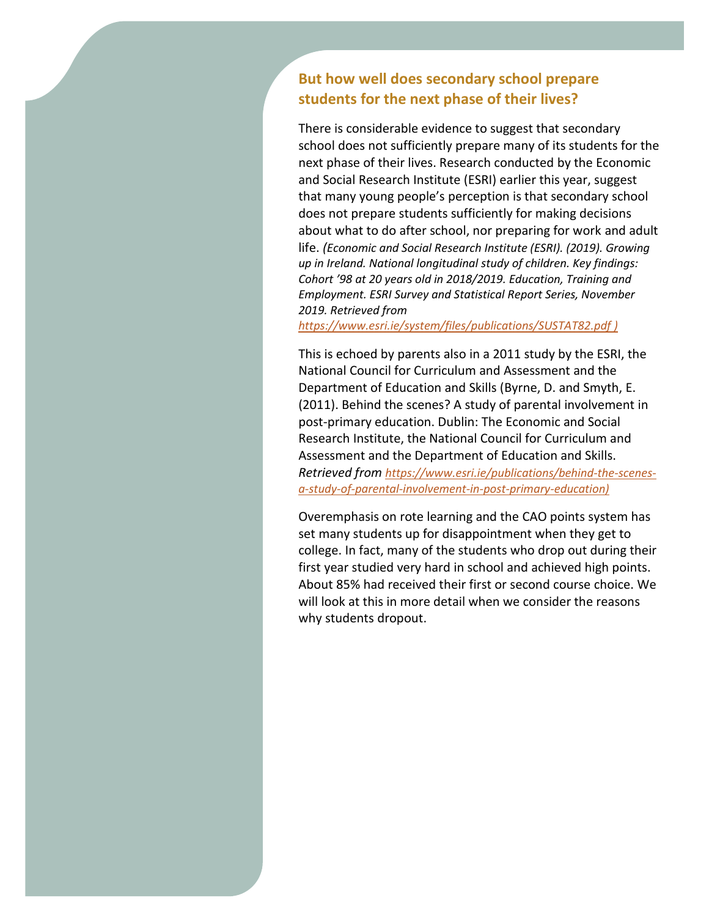## But how well does secondary school prepare students for the next phase of their lives?

There is considerable evidence to suggest that secondary school does not sufficiently prepare many of its students for the next phase of their lives. Research conducted by the Economic and Social Research Institute (ESRI) earlier this year, suggest that many young people's perception is that secondary school does not prepare students sufficiently for making decisions about what to do after school, nor preparing for work and adult life. *(Economic and Social Research Institute (ESRI). (2019). Growing up in Ireland. National longitudinal study of children. Key findings: Cohort '98 at 20 years old in 2018/2019. Education, Training and Employment. ESRI Survey and Statistical Report Series, November 2019. Retrieved from [https://www.esri.ie/system/files/publications/SUSTAT82.pdf](https://www.esri.ie/system/files/publications/SUSTAT82.pdf) )*

This is echoed by parents also in a 2011 study by the ESRI, the National Council for Curriculum and Assessment and the Department of Education and Skills (Byrne, D. and Smyth, E. (2011). Behind the scenes? A study of parental involvement in post-primary education. Dublin: The Economic and Social Research Institute, the National Council for Curriculum and Assessment and the Department of Education and Skills. *Retrieved from [https://www.esri.ie/publications/behind-the-scenes-a-study-of-parental-involvement-in-post-primary-education](https://www.esri.ie/publications/behind-the-scenes-a-study-of-parental-involvement-in-post-primary-education))*

Overemphasis on rote learning and the CAO points system has set many students up for disappointment when they get to college. In fact, many of the students who drop out during their first year studied very hard in school and achieved high points. About 85% had received their first or second course choice. We will look at this in more detail when we consider the reasons why students dropout.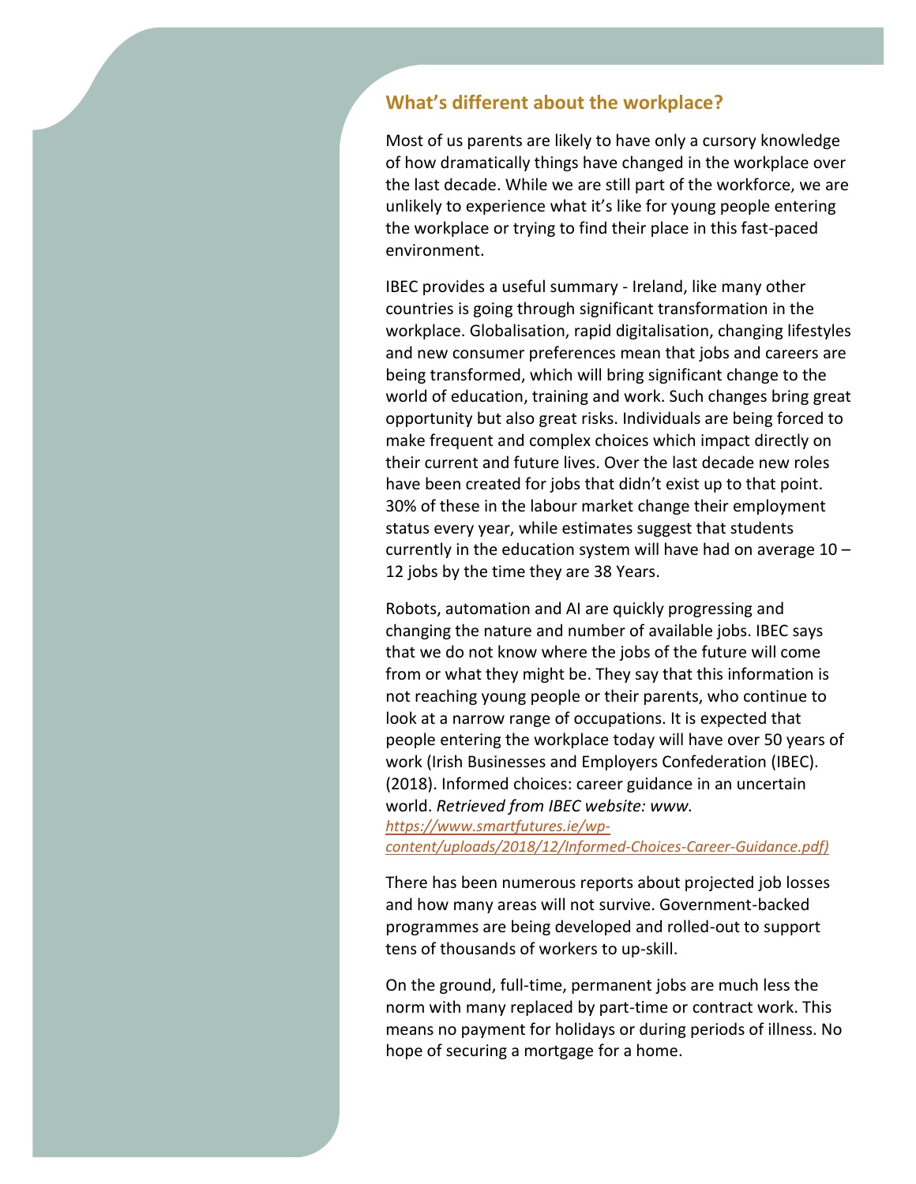## What's different about the workplace?

Most of us parents are likely to have only a cursory knowledge of how dramatically things have changed in the workplace over the last decade. While we are still part of the workforce, we are unlikely to experience what it's like for young people entering the workplace or trying to find their place in this fast-paced environment.

IBEC provides a useful summary - Ireland, like many other countries is going through significant transformation in the workplace. Globalisation, rapid digitalisation, changing lifestyles and new consumer preferences mean that jobs and careers are being transformed, which will bring significant change to the world of education, training and work. Such changes bring great opportunity but also great risks. Individuals are being forced to make frequent and complex choices which impact directly on their current and future lives. Over the last decade new roles have been created for jobs that didn't exist up to that point. 30% of these in the labour market change their employment status every year, while estimates suggest that students currently in the education system will have had on average 10 – 12 jobs by the time they are 38 Years.

Robots, automation and AI are quickly progressing and changing the nature and number of available jobs. IBEC says that we do not know where the jobs of the future will come from or what they might be. They say that this information is not reaching young people or their parents, who continue to look at a narrow range of occupations. It is expected that people entering the workplace today will have over 50 years of work (Irish Businesses and Employers Confederation (IBEC). (2018). Informed choices: career guidance in an uncertain world. *Retrieved from IBEC website: www.* *[https://www.smartfutures.ie/wp-content/uploads/2018/12/Informed-Choices-Career-Guidance.pdf)](https://www.smartfutures.ie/wp-content/uploads/2018/12/Informed-Choices-Career-Guidance.pdf)*

There has been numerous reports about projected job losses and how many areas will not survive. Government-backed programmes are being developed and rolled-out to support tens of thousands of workers to up-skill.

On the ground, full-time, permanent jobs are much less the norm with many replaced by part-time or contract work. This means no payment for holidays or during periods of illness. No hope of securing a mortgage for a home.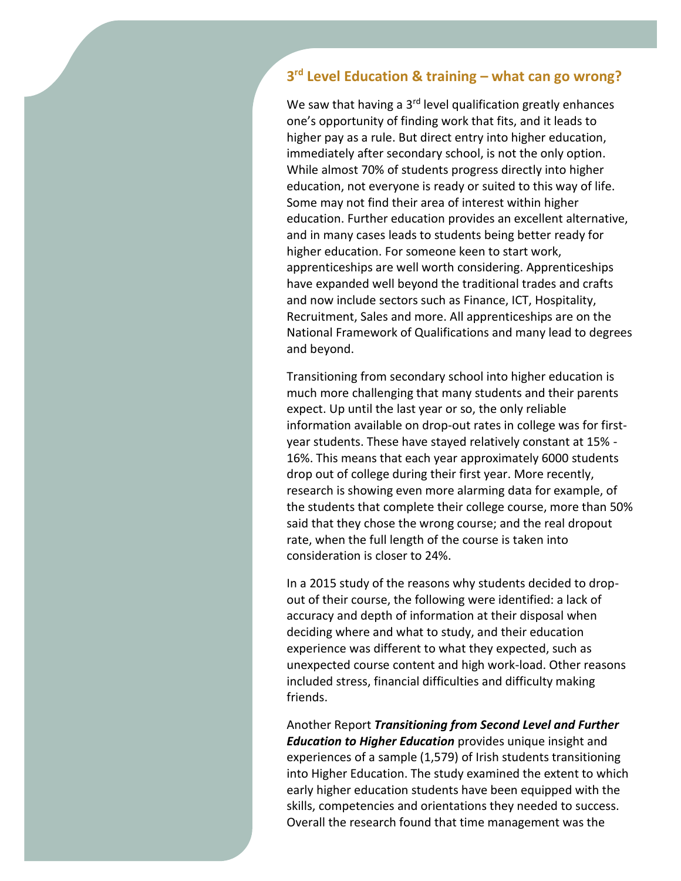## 3rd Level Education & training – what can go wrong?

We saw that having a 3rd level qualification greatly enhances one's opportunity of finding work that fits, and it leads to higher pay as a rule. But direct entry into higher education, immediately after secondary school, is not the only option. While almost 70% of students progress directly into higher education, not everyone is ready or suited to this way of life. Some may not find their area of interest within higher education. Further education provides an excellent alternative, and in many cases leads to students being better ready for higher education. For someone keen to start work, apprenticeships are well worth considering. Apprenticeships have expanded well beyond the traditional trades and crafts and now include sectors such as Finance, ICT, Hospitality, Recruitment, Sales and more. All apprenticeships are on the National Framework of Qualifications and many lead to degrees and beyond.

Transitioning from secondary school into higher education is much more challenging that many students and their parents expect. Up until the last year or so, the only reliable information available on drop-out rates in college was for first-year students. These have stayed relatively constant at 15% - 16%. This means that each year approximately 6000 students drop out of college during their first year. More recently, research is showing even more alarming data for example, of the students that complete their college course, more than 50% said that they chose the wrong course; and the real dropout rate, when the full length of the course is taken into consideration is closer to 24%.

In a 2015 study of the reasons why students decided to drop-out of their course, the following were identified: a lack of accuracy and depth of information at their disposal when deciding where and what to study, and their education experience was different to what they expected, such as unexpected course content and high work-load. Other reasons included stress, financial difficulties and difficulty making friends.

Another Report ***Transitioning from Second Level and Further Education to Higher Education*** provides unique insight and experiences of a sample (1,579) of Irish students transitioning into Higher Education. The study examined the extent to which early higher education students have been equipped with the skills, competencies and orientations they needed to success. Overall the research found that time management was the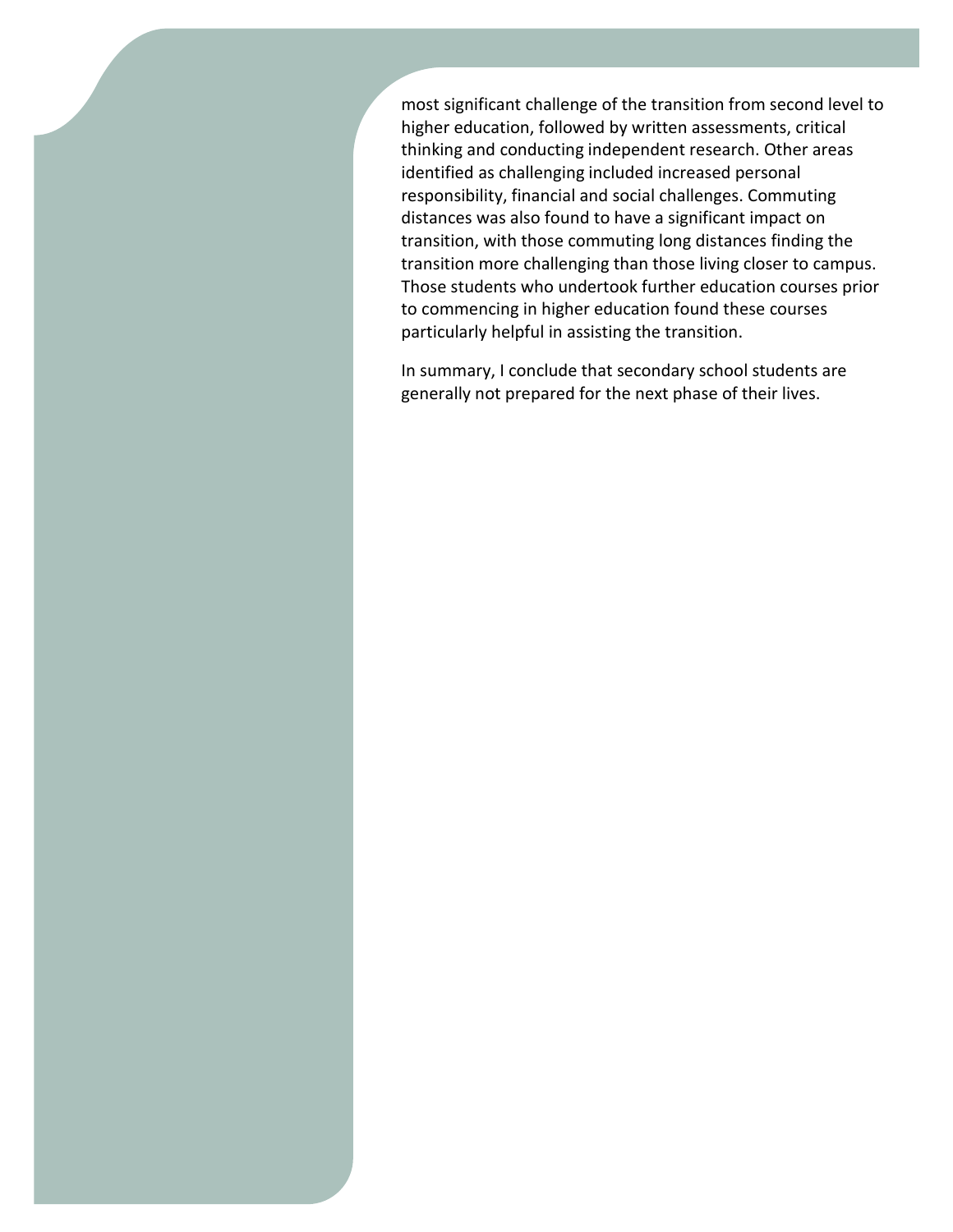most significant challenge of the transition from second level to higher education, followed by written assessments, critical thinking and conducting independent research. Other areas identified as challenging included increased personal responsibility, financial and social challenges. Commuting distances was also found to have a significant impact on transition, with those commuting long distances finding the transition more challenging than those living closer to campus. Those students who undertook further education courses prior to commencing in higher education found these courses particularly helpful in assisting the transition.

In summary, I conclude that secondary school students are generally not prepared for the next phase of their lives.